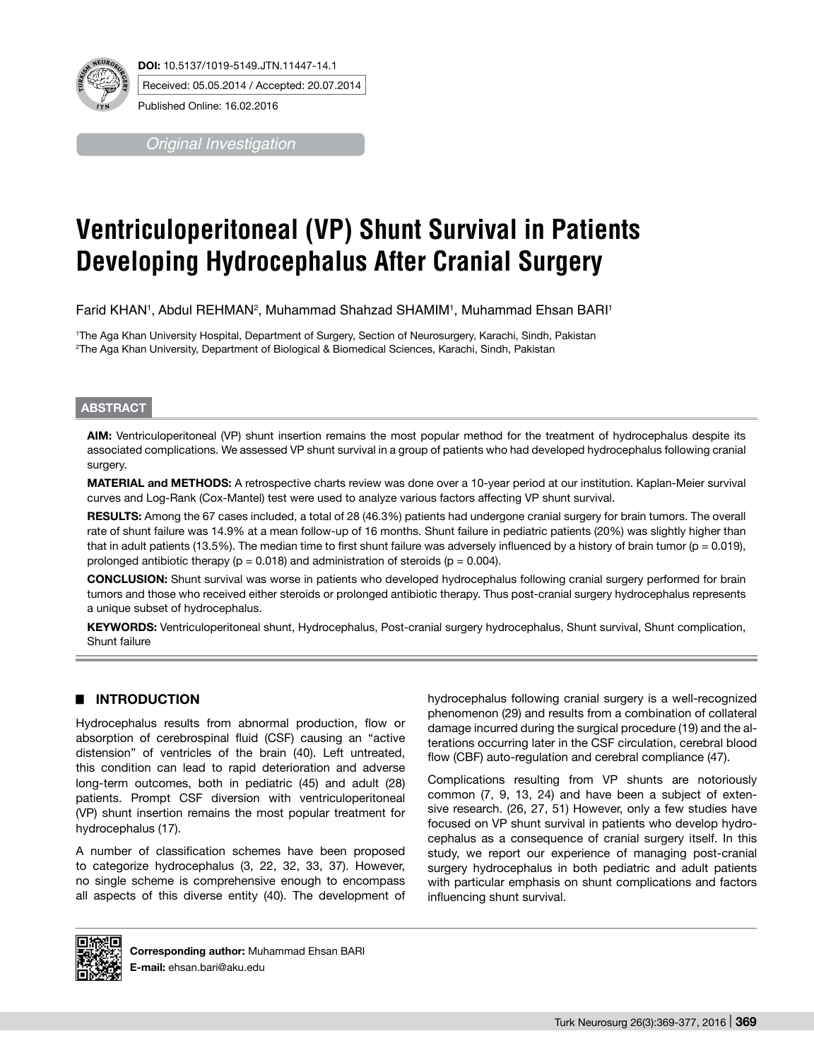**DOI:** 10.5137/1019-5149.JTN.11447-14.1

Received: 05.05.2014 / Accepted: 20.07.2014

Published Online: 16.02.2016

*Original Investigation*

# Ventriculoperitoneal (VP) Shunt Survival in Patients Developing Hydrocephalus After Cranial Surgery

Farid KHAN[1], Abdul REHMAN[2], Muhammad Shahzad SHAMIM[1], Muhammad Ehsan BARI[1]

[1]The Aga Khan University Hospital, Department of Surgery, Section of Neurosurgery, Karachi, Sindh, Pakistan
[2]The Aga Khan University, Department of Biological & Biomedical Sciences, Karachi, Sindh, Pakistan

## ABSTRACT

**AIM:** Ventriculoperitoneal (VP) shunt insertion remains the most popular method for the treatment of hydrocephalus despite its associated complications. We assessed VP shunt survival in a group of patients who had developed hydrocephalus following cranial surgery.

**MATERIAL and METHODS:** A retrospective charts review was done over a 10-year period at our institution. Kaplan-Meier survival curves and Log-Rank (Cox-Mantel) test were used to analyze various factors affecting VP shunt survival.

**RESULTS:** Among the 67 cases included, a total of 28 (46.3%) patients had undergone cranial surgery for brain tumors. The overall rate of shunt failure was 14.9% at a mean follow-up of 16 months. Shunt failure in pediatric patients (20%) was slightly higher than that in adult patients (13.5%). The median time to first shunt failure was adversely influenced by a history of brain tumor ($p = 0.019$), prolonged antibiotic therapy ($p = 0.018$) and administration of steroids ($p = 0.004$).

**CONCLUSION:** Shunt survival was worse in patients who developed hydrocephalus following cranial surgery performed for brain tumors and those who received either steroids or prolonged antibiotic therapy. Thus post-cranial surgery hydrocephalus represents a unique subset of hydrocephalus.

**KEYWORDS:** Ventriculoperitoneal shunt, Hydrocephalus, Post-cranial surgery hydrocephalus, Shunt survival, Shunt complication, Shunt failure

## INTRODUCTION

Hydrocephalus results from abnormal production, flow or absorption of cerebrospinal fluid (CSF) causing an “active distension” of ventricles of the brain (40). Left untreated, this condition can lead to rapid deterioration and adverse long-term outcomes, both in pediatric (45) and adult (28) patients. Prompt CSF diversion with ventriculoperitoneal (VP) shunt insertion remains the most popular treatment for hydrocephalus (17).

A number of classification schemes have been proposed to categorize hydrocephalus (3, 22, 32, 33, 37). However, no single scheme is comprehensive enough to encompass all aspects of this diverse entity (40). The development of hydrocephalus following cranial surgery is a well-recognized phenomenon (29) and results from a combination of collateral damage incurred during the surgical procedure (19) and the alterations occurring later in the CSF circulation, cerebral blood flow (CBF) auto-regulation and cerebral compliance (47).

Complications resulting from VP shunts are notoriously common (7, 9, 13, 24) and have been a subject of extensive research. (26, 27, 51) However, only a few studies have focused on VP shunt survival in patients who develop hydrocephalus as a consequence of cranial surgery itself. In this study, we report our experience of managing post-cranial surgery hydrocephalus in both pediatric and adult patients with particular emphasis on shunt complications and factors influencing shunt survival.

**Corresponding author:** Muhammad Ehsan BARI
**E-mail:** ehsan.bari@aku.edu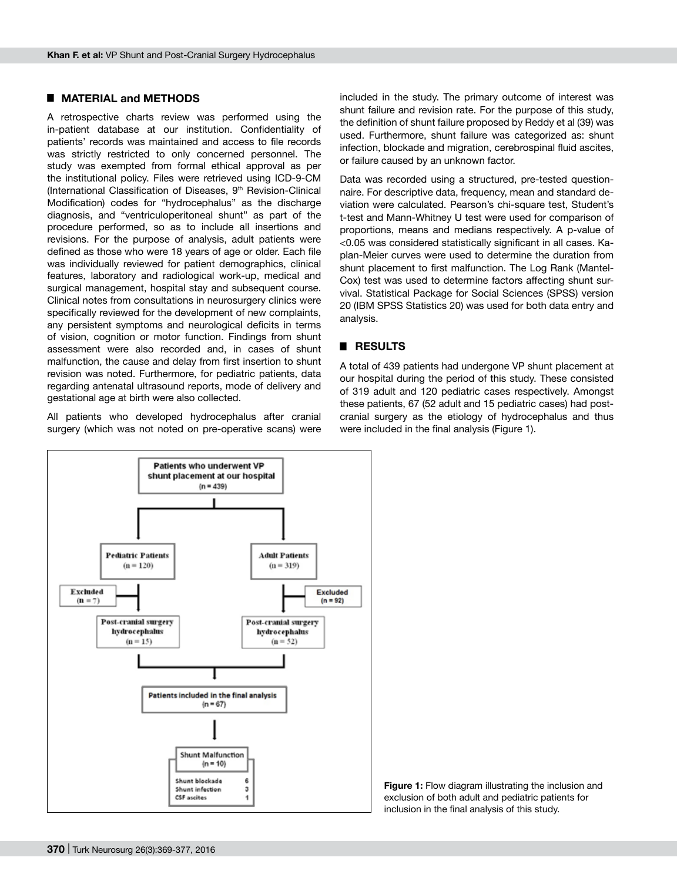## MATERIAL and METHODS

A retrospective charts review was performed using the in-patient database at our institution. Confidentiality of patients' records was maintained and access to file records was strictly restricted to only concerned personnel. The study was exempted from formal ethical approval as per the institutional policy. Files were retrieved using ICD-9-CM (International Classification of Diseases, 9th Revision-Clinical Modification) codes for "hydrocephalus" as the discharge diagnosis, and "ventriculoperitoneal shunt" as part of the procedure performed, so as to include all insertions and revisions. For the purpose of analysis, adult patients were defined as those who were 18 years of age or older. Each file was individually reviewed for patient demographics, clinical features, laboratory and radiological work-up, medical and surgical management, hospital stay and subsequent course. Clinical notes from consultations in neurosurgery clinics were specifically reviewed for the development of new complaints, any persistent symptoms and neurological deficits in terms of vision, cognition or motor function. Findings from shunt assessment were also recorded and, in cases of shunt malfunction, the cause and delay from first insertion to shunt revision was noted. Furthermore, for pediatric patients, data regarding antenatal ultrasound reports, mode of delivery and gestational age at birth were also collected.

All patients who developed hydrocephalus after cranial surgery (which was not noted on pre-operative scans) were included in the study. The primary outcome of interest was shunt failure and revision rate. For the purpose of this study, the definition of shunt failure proposed by Reddy et al (39) was used. Furthermore, shunt failure was categorized as: shunt infection, blockade and migration, cerebrospinal fluid ascites, or failure caused by an unknown factor.

Data was recorded using a structured, pre-tested questionnaire. For descriptive data, frequency, mean and standard deviation were calculated. Pearson's chi-square test, Student's t-test and Mann-Whitney U test were used for comparison of proportions, means and medians respectively. A p-value of <0.05 was considered statistically significant in all cases. Kaplan-Meier curves were used to determine the duration from shunt placement to first malfunction. The Log Rank (Mantel-Cox) test was used to determine factors affecting shunt survival. Statistical Package for Social Sciences (SPSS) version 20 (IBM SPSS Statistics 20) was used for both data entry and analysis.

## RESULTS

A total of 439 patients had undergone VP shunt placement at our hospital during the period of this study. These consisted of 319 adult and 120 pediatric cases respectively. Amongst these patients, 67 (52 adult and 15 pediatric cases) had post-cranial surgery as the etiology of hydrocephalus and thus were included in the final analysis (Figure 1).

Patients who underwent VP shunt placement at our hospital (n = 439)

Pediatric Patients (n = 120) — Excluded (n = 7) — Post-cranial surgery hydrocephalus (n = 15)

Adult Patients (n = 319) — Excluded (n = 92) — Post-cranial surgery hydrocephalus (n = 52)

Patients included in the final analysis (n = 67)

Shunt Malfunction (n = 10)

| | |
|---|---|
| Shunt blockade | 6 |
| Shunt infection | 3 |
| CSF ascites | 1 |

**Figure 1:** Flow diagram illustrating the inclusion and exclusion of both adult and pediatric patients for inclusion in the final analysis of this study.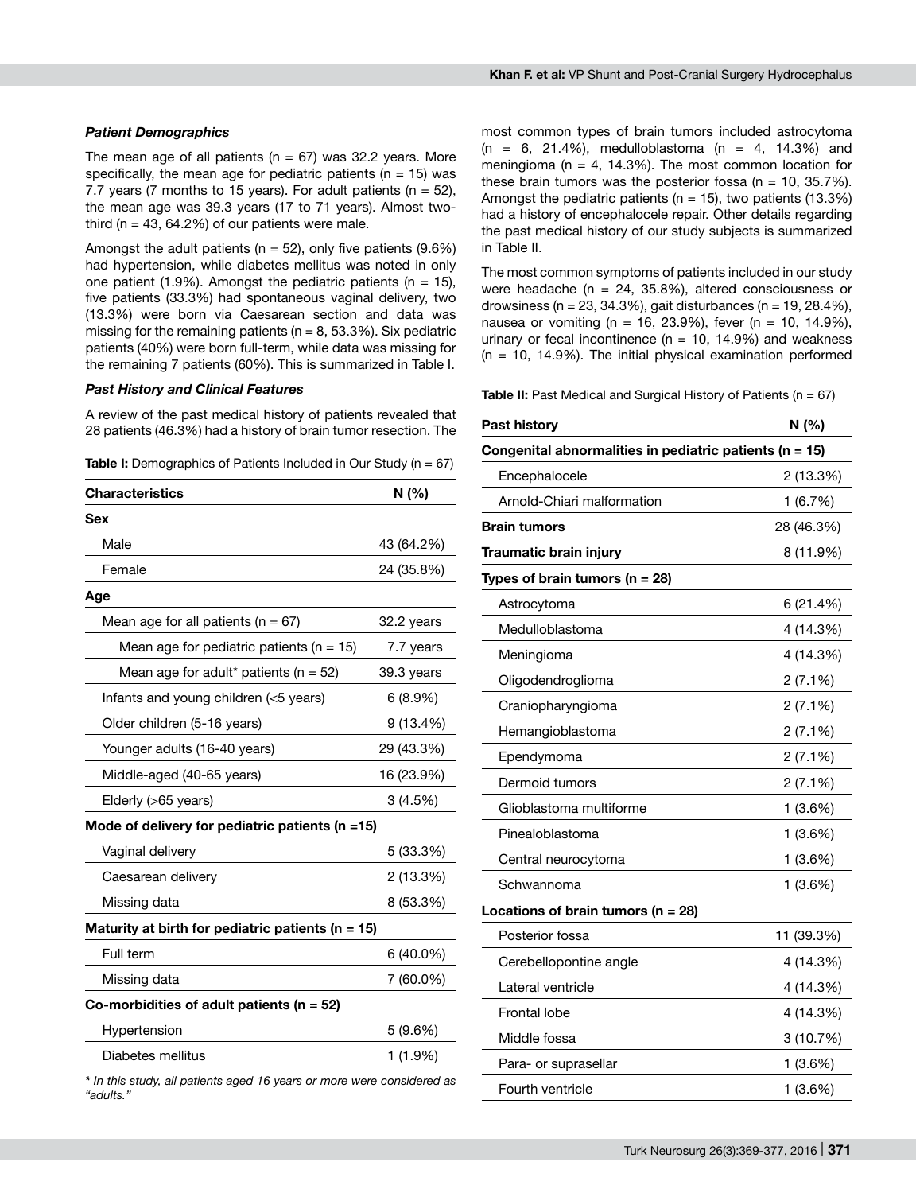### *Patient Demographics*

The mean age of all patients (n = 67) was 32.2 years. More specifically, the mean age for pediatric patients (n = 15) was 7.7 years (7 months to 15 years). For adult patients (n = 52), the mean age was 39.3 years (17 to 71 years). Almost two-third (n = 43, 64.2%) of our patients were male.

Amongst the adult patients (n = 52), only five patients (9.6%) had hypertension, while diabetes mellitus was noted in only one patient (1.9%). Amongst the pediatric patients (n = 15), five patients (33.3%) had spontaneous vaginal delivery, two (13.3%) were born via Caesarean section and data was missing for the remaining patients (n = 8, 53.3%). Six pediatric patients (40%) were born full-term, while data was missing for the remaining 7 patients (60%). This is summarized in Table I.

### *Past History and Clinical Features*

A review of the past medical history of patients revealed that 28 patients (46.3%) had a history of brain tumor resection. The most common types of brain tumors included astrocytoma (n = 6, 21.4%), medulloblastoma (n = 4, 14.3%) and meningioma (n = 4, 14.3%). The most common location for these brain tumors was the posterior fossa (n = 10, 35.7%). Amongst the pediatric patients (n = 15), two patients (13.3%) had a history of encephalocele repair. Other details regarding the past medical history of our study subjects is summarized in Table II.

The most common symptoms of patients included in our study were headache (n = 24, 35.8%), altered consciousness or drowsiness (n = 23, 34.3%), gait disturbances (n = 19, 28.4%), nausea or vomiting (n = 16, 23.9%), fever (n = 10, 14.9%), urinary or fecal incontinence (n = 10, 14.9%) and weakness (n = 10, 14.9%). The initial physical examination performed

**Table I:** Demographics of Patients Included in Our Study (n = 67)

| Characteristics | N (%) |
|---|---|
| **Sex** | |
| Male | 43 (64.2%) |
| Female | 24 (35.8%) |
| **Age** | |
| Mean age for all patients (n = 67) | 32.2 years |
| Mean age for pediatric patients (n = 15) | 7.7 years |
| Mean age for adult* patients (n = 52) | 39.3 years |
| Infants and young children (<5 years) | 6 (8.9%) |
| Older children (5-16 years) | 9 (13.4%) |
| Younger adults (16-40 years) | 29 (43.3%) |
| Middle-aged (40-65 years) | 16 (23.9%) |
| Elderly (>65 years) | 3 (4.5%) |
| **Mode of delivery for pediatric patients (n =15)** | |
| Vaginal delivery | 5 (33.3%) |
| Caesarean delivery | 2 (13.3%) |
| Missing data | 8 (53.3%) |
| **Maturity at birth for pediatric patients (n = 15)** | |
| Full term | 6 (40.0%) |
| Missing data | 7 (60.0%) |
| **Co-morbidities of adult patients (n = 52)** | |
| Hypertension | 5 (9.6%) |
| Diabetes mellitus | 1 (1.9%) |

*** *In this study, all patients aged 16 years or more were considered as "adults."*

**Table II:** Past Medical and Surgical History of Patients (n = 67)

| Past history | N (%) |
|---|---|
| **Congenital abnormalities in pediatric patients (n = 15)** | |
| Encephalocele | 2 (13.3%) |
| Arnold-Chiari malformation | 1 (6.7%) |
| **Brain tumors** | 28 (46.3%) |
| **Traumatic brain injury** | 8 (11.9%) |
| **Types of brain tumors (n = 28)** | |
| Astrocytoma | 6 (21.4%) |
| Medulloblastoma | 4 (14.3%) |
| Meningioma | 4 (14.3%) |
| Oligodendroglioma | 2 (7.1%) |
| Craniopharyngioma | 2 (7.1%) |
| Hemangioblastoma | 2 (7.1%) |
| Ependymoma | 2 (7.1%) |
| Dermoid tumors | 2 (7.1%) |
| Glioblastoma multiforme | 1 (3.6%) |
| Pinealoblastoma | 1 (3.6%) |
| Central neurocytoma | 1 (3.6%) |
| Schwannoma | 1 (3.6%) |
| **Locations of brain tumors (n = 28)** | |
| Posterior fossa | 11 (39.3%) |
| Cerebellopontine angle | 4 (14.3%) |
| Lateral ventricle | 4 (14.3%) |
| Frontal lobe | 4 (14.3%) |
| Middle fossa | 3 (10.7%) |
| Para- or suprasellar | 1 (3.6%) |
| Fourth ventricle | 1 (3.6%) |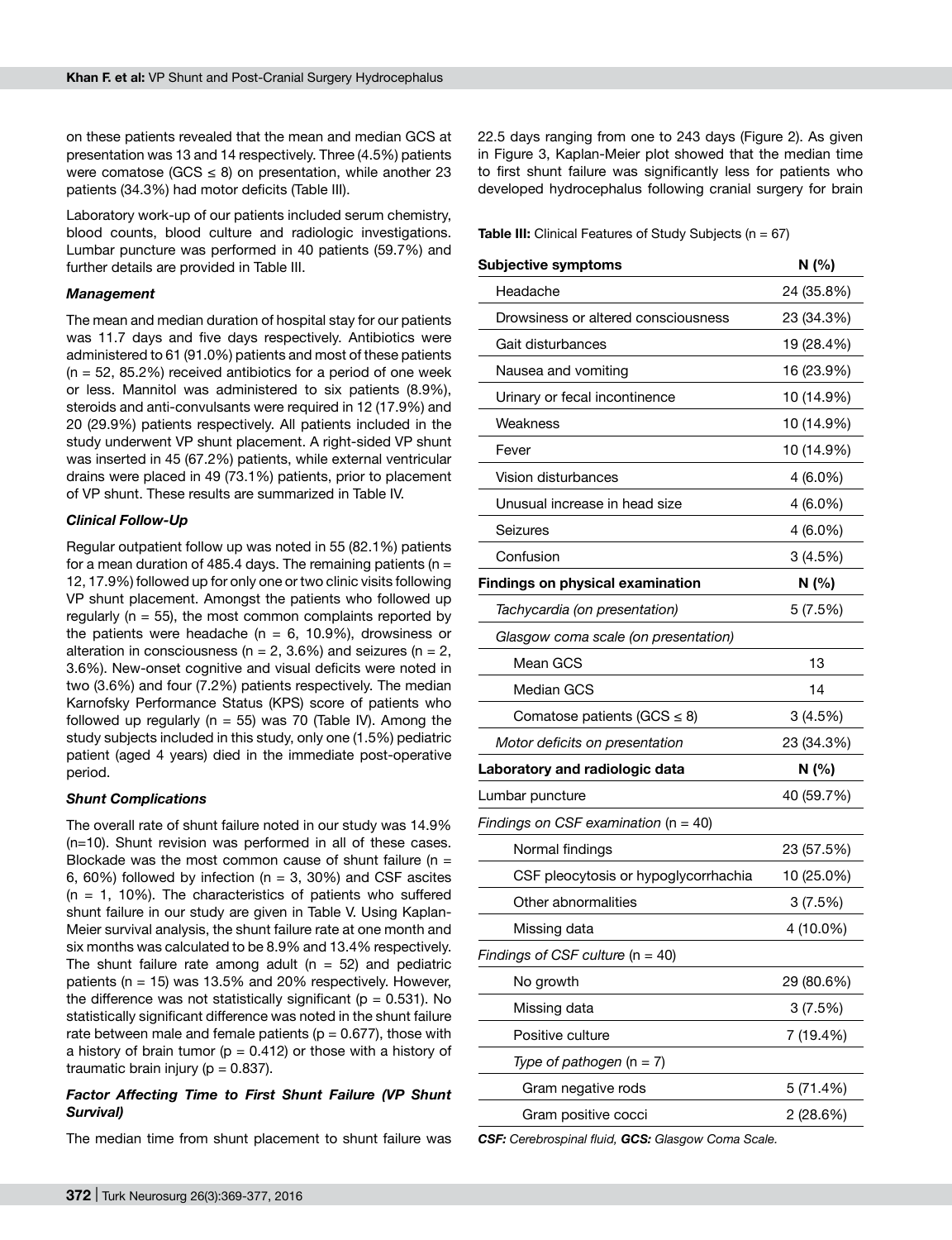on these patients revealed that the mean and median GCS at presentation was 13 and 14 respectively. Three (4.5%) patients were comatose (GCS ≤ 8) on presentation, while another 23 patients (34.3%) had motor deficits (Table III).

Laboratory work-up of our patients included serum chemistry, blood counts, blood culture and radiologic investigations. Lumbar puncture was performed in 40 patients (59.7%) and further details are provided in Table III.

### *Management*

The mean and median duration of hospital stay for our patients was 11.7 days and five days respectively. Antibiotics were administered to 61 (91.0%) patients and most of these patients (n = 52, 85.2%) received antibiotics for a period of one week or less. Mannitol was administered to six patients (8.9%), steroids and anti-convulsants were required in 12 (17.9%) and 20 (29.9%) patients respectively. All patients included in the study underwent VP shunt placement. A right-sided VP shunt was inserted in 45 (67.2%) patients, while external ventricular drains were placed in 49 (73.1%) patients, prior to placement of VP shunt. These results are summarized in Table IV.

### *Clinical Follow-Up*

Regular outpatient follow up was noted in 55 (82.1%) patients for a mean duration of 485.4 days. The remaining patients (n = 12, 17.9%) followed up for only one or two clinic visits following VP shunt placement. Amongst the patients who followed up regularly (n = 55), the most common complaints reported by the patients were headache (n = 6, 10.9%), drowsiness or alteration in consciousness (n = 2, 3.6%) and seizures (n = 2, 3.6%). New-onset cognitive and visual deficits were noted in two (3.6%) and four (7.2%) patients respectively. The median Karnofsky Performance Status (KPS) score of patients who followed up regularly (n = 55) was 70 (Table IV). Among the study subjects included in this study, only one (1.5%) pediatric patient (aged 4 years) died in the immediate post-operative period.

### *Shunt Complications*

The overall rate of shunt failure noted in our study was 14.9% (n=10). Shunt revision was performed in all of these cases. Blockade was the most common cause of shunt failure (n = 6, 60%) followed by infection (n = 3, 30%) and CSF ascites (n = 1, 10%). The characteristics of patients who suffered shunt failure in our study are given in Table V. Using Kaplan-Meier survival analysis, the shunt failure rate at one month and six months was calculated to be 8.9% and 13.4% respectively. The shunt failure rate among adult (n = 52) and pediatric patients (n = 15) was 13.5% and 20% respectively. However, the difference was not statistically significant ($p = 0.531$). No statistically significant difference was noted in the shunt failure rate between male and female patients ($p = 0.677$), those with a history of brain tumor ($p = 0.412$) or those with a history of traumatic brain injury ($p = 0.837$).

### *Factor Affecting Time to First Shunt Failure (VP Shunt Survival)*

The median time from shunt placement to shunt failure was 22.5 days ranging from one to 243 days (Figure 2). As given in Figure 3, Kaplan-Meier plot showed that the median time to first shunt failure was significantly less for patients who developed hydrocephalus following cranial surgery for brain

**Table III:** Clinical Features of Study Subjects (n = 67)

| **Subjective symptoms** | **N (%)** |
|---|---|
| Headache | 24 (35.8%) |
| Drowsiness or altered consciousness | 23 (34.3%) |
| Gait disturbances | 19 (28.4%) |
| Nausea and vomiting | 16 (23.9%) |
| Urinary or fecal incontinence | 10 (14.9%) |
| Weakness | 10 (14.9%) |
| Fever | 10 (14.9%) |
| Vision disturbances | 4 (6.0%) |
| Unusual increase in head size | 4 (6.0%) |
| Seizures | 4 (6.0%) |
| Confusion | 3 (4.5%) |
| **Findings on physical examination** | **N (%)** |
| *Tachycardia (on presentation)* | 5 (7.5%) |
| *Glasgow coma scale (on presentation)* | |
| Mean GCS | 13 |
| Median GCS | 14 |
| Comatose patients (GCS ≤ 8) | 3 (4.5%) |
| *Motor deficits on presentation* | 23 (34.3%) |
| **Laboratory and radiologic data** | **N (%)** |
| Lumbar puncture | 40 (59.7%) |
| *Findings on CSF examination* (n = 40) | |
| Normal findings | 23 (57.5%) |
| CSF pleocytosis or hypoglycorrhachia | 10 (25.0%) |
| Other abnormalities | 3 (7.5%) |
| Missing data | 4 (10.0%) |
| *Findings of CSF culture* (n = 40) | |
| No growth | 29 (80.6%) |
| Missing data | 3 (7.5%) |
| Positive culture | 7 (19.4%) |
| *Type of pathogen* (n = 7) | |
| Gram negative rods | 5 (71.4%) |
| Gram positive cocci | 2 (28.6%) |

***CSF:** Cerebrospinal fluid,* ***GCS:** Glasgow Coma Scale.*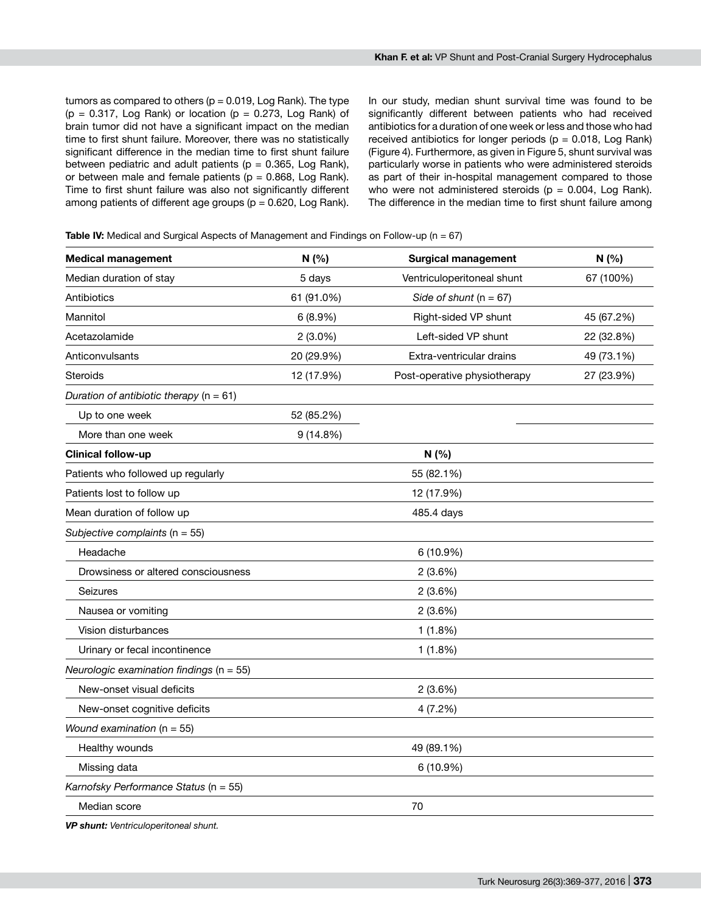tumors as compared to others ($p = 0.019$, Log Rank). The type ($p = 0.317$, Log Rank) or location ($p = 0.273$, Log Rank) of brain tumor did not have a significant impact on the median time to first shunt failure. Moreover, there was no statistically significant difference in the median time to first shunt failure between pediatric and adult patients ($p = 0.365$, Log Rank), or between male and female patients ($p = 0.868$, Log Rank). Time to first shunt failure was also not significantly different among patients of different age groups ($p = 0.620$, Log Rank).

In our study, median shunt survival time was found to be significantly different between patients who had received antibiotics for a duration of one week or less and those who had received antibiotics for longer periods ($p = 0.018$, Log Rank) (Figure 4). Furthermore, as given in Figure 5, shunt survival was particularly worse in patients who were administered steroids as part of their in-hospital management compared to those who were not administered steroids ($p = 0.004$, Log Rank). The difference in the median time to first shunt failure among

**Table IV:** Medical and Surgical Aspects of Management and Findings on Follow-up (n = 67)

| Medical management | N (%) | Surgical management | N (%) |
|---|---|---|---|
| Median duration of stay | 5 days | Ventriculoperitoneal shunt | 67 (100%) |
| Antibiotics | 61 (91.0%) | *Side of shunt* (n = 67) | |
| Mannitol | 6 (8.9%) | Right-sided VP shunt | 45 (67.2%) |
| Acetazolamide | 2 (3.0%) | Left-sided VP shunt | 22 (32.8%) |
| Anticonvulsants | 20 (29.9%) | Extra-ventricular drains | 49 (73.1%) |
| Steroids | 12 (17.9%) | Post-operative physiotherapy | 27 (23.9%) |
| *Duration of antibiotic therapy* (n = 61) | | | |
| Up to one week | 52 (85.2%) | | |
| More than one week | 9 (14.8%) | | |
| **Clinical follow-up** | **N (%)** | | |
| Patients who followed up regularly | 55 (82.1%) | | |
| Patients lost to follow up | 12 (17.9%) | | |
| Mean duration of follow up | 485.4 days | | |
| *Subjective complaints* (n = 55) | | | |
| Headache | 6 (10.9%) | | |
| Drowsiness or altered consciousness | 2 (3.6%) | | |
| Seizures | 2 (3.6%) | | |
| Nausea or vomiting | 2 (3.6%) | | |
| Vision disturbances | 1 (1.8%) | | |
| Urinary or fecal incontinence | 1 (1.8%) | | |
| *Neurologic examination findings* (n = 55) | | | |
| New-onset visual deficits | 2 (3.6%) | | |
| New-onset cognitive deficits | 4 (7.2%) | | |
| *Wound examination* (n = 55) | | | |
| Healthy wounds | 49 (89.1%) | | |
| Missing data | 6 (10.9%) | | |
| *Karnofsky Performance Status* (n = 55) | | | |
| Median score | 70 | | |

***VP shunt:*** *Ventriculoperitoneal shunt.*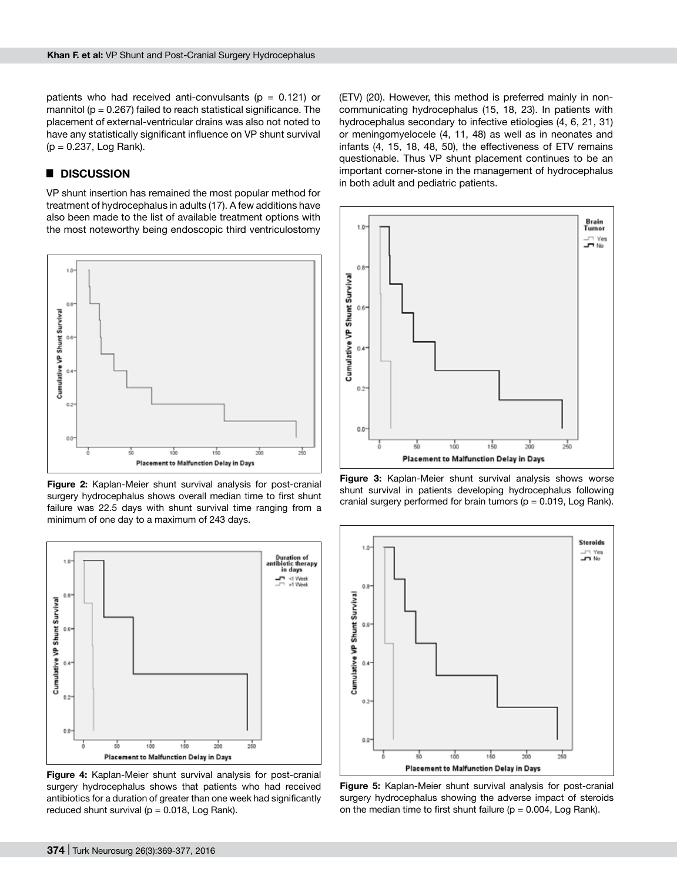patients who had received anti-convulsants ($p = 0.121$) or mannitol ($p = 0.267$) failed to reach statistical significance. The placement of external-ventricular drains was also not noted to have any statistically significant influence on VP shunt survival ($p = 0.237$, Log Rank).

## ■ DISCUSSION

VP shunt insertion has remained the most popular method for treatment of hydrocephalus in adults (17). A few additions have also been made to the list of available treatment options with the most noteworthy being endoscopic third ventriculostomy (ETV) (20). However, this method is preferred mainly in non-communicating hydrocephalus (15, 18, 23). In patients with hydrocephalus secondary to infective etiologies (4, 6, 21, 31) or meningomyelocele (4, 11, 48) as well as in neonates and infants (4, 15, 18, 48, 50), the effectiveness of ETV remains questionable. Thus VP shunt placement continues to be an important corner-stone in the management of hydrocephalus in both adult and pediatric patients.

**Figure 2:** Kaplan-Meier shunt survival analysis for post-cranial surgery hydrocephalus shows overall median time to first shunt failure was 22.5 days with shunt survival time ranging from a minimum of one day to a maximum of 243 days.

**Figure 3:** Kaplan-Meier shunt survival analysis shows worse shunt survival in patients developing hydrocephalus following cranial surgery performed for brain tumors ($p = 0.019$, Log Rank).

**Figure 4:** Kaplan-Meier shunt survival analysis for post-cranial surgery hydrocephalus shows that patients who had received antibiotics for a duration of greater than one week had significantly reduced shunt survival ($p = 0.018$, Log Rank).

**Figure 5:** Kaplan-Meier shunt survival analysis for post-cranial surgery hydrocephalus showing the adverse impact of steroids on the median time to first shunt failure ($p = 0.004$, Log Rank).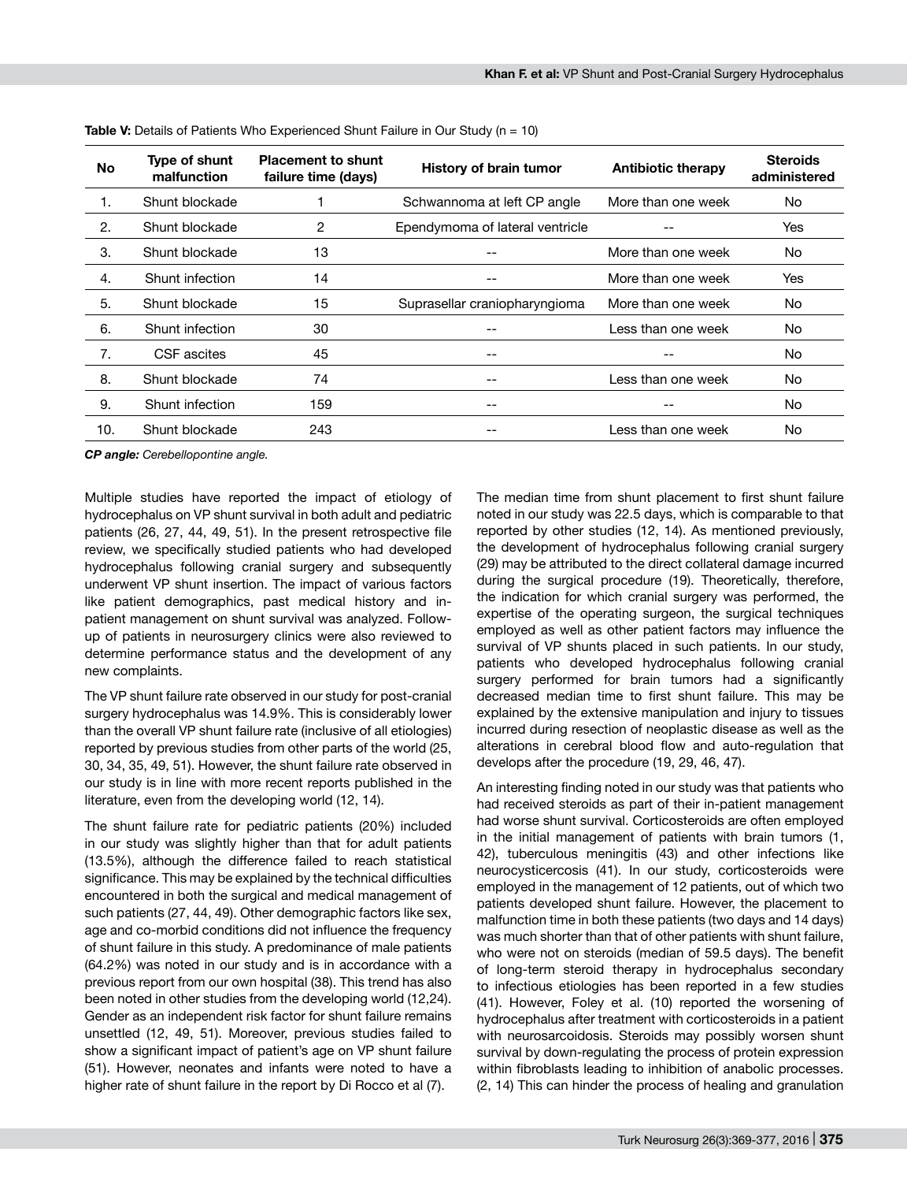**Table V:** Details of Patients Who Experienced Shunt Failure in Our Study (n = 10)

| No | Type of shunt malfunction | Placement to shunt failure time (days) | History of brain tumor | Antibiotic therapy | Steroids administered |
|---|---|---|---|---|---|
| 1. | Shunt blockade | 1 | Schwannoma at left CP angle | More than one week | No |
| 2. | Shunt blockade | 2 | Ependymoma of lateral ventricle | -- | Yes |
| 3. | Shunt blockade | 13 | -- | More than one week | No |
| 4. | Shunt infection | 14 | -- | More than one week | Yes |
| 5. | Shunt blockade | 15 | Suprasellar craniopharyngioma | More than one week | No |
| 6. | Shunt infection | 30 | -- | Less than one week | No |
| 7. | CSF ascites | 45 | -- | -- | No |
| 8. | Shunt blockade | 74 | -- | Less than one week | No |
| 9. | Shunt infection | 159 | -- | -- | No |
| 10. | Shunt blockade | 243 | -- | Less than one week | No |

***CP angle:*** *Cerebellopontine angle.*

Multiple studies have reported the impact of etiology of hydrocephalus on VP shunt survival in both adult and pediatric patients (26, 27, 44, 49, 51). In the present retrospective file review, we specifically studied patients who had developed hydrocephalus following cranial surgery and subsequently underwent VP shunt insertion. The impact of various factors like patient demographics, past medical history and in-patient management on shunt survival was analyzed. Follow-up of patients in neurosurgery clinics were also reviewed to determine performance status and the development of any new complaints.

The VP shunt failure rate observed in our study for post-cranial surgery hydrocephalus was 14.9%. This is considerably lower than the overall VP shunt failure rate (inclusive of all etiologies) reported by previous studies from other parts of the world (25, 30, 34, 35, 49, 51). However, the shunt failure rate observed in our study is in line with more recent reports published in the literature, even from the developing world (12, 14).

The shunt failure rate for pediatric patients (20%) included in our study was slightly higher than that for adult patients (13.5%), although the difference failed to reach statistical significance. This may be explained by the technical difficulties encountered in both the surgical and medical management of such patients (27, 44, 49). Other demographic factors like sex, age and co-morbid conditions did not influence the frequency of shunt failure in this study. A predominance of male patients (64.2%) was noted in our study and is in accordance with a previous report from our own hospital (38). This trend has also been noted in other studies from the developing world (12,24). Gender as an independent risk factor for shunt failure remains unsettled (12, 49, 51). Moreover, previous studies failed to show a significant impact of patient's age on VP shunt failure (51). However, neonates and infants were noted to have a higher rate of shunt failure in the report by Di Rocco et al (7).

The median time from shunt placement to first shunt failure noted in our study was 22.5 days, which is comparable to that reported by other studies (12, 14). As mentioned previously, the development of hydrocephalus following cranial surgery (29) may be attributed to the direct collateral damage incurred during the surgical procedure (19). Theoretically, therefore, the indication for which cranial surgery was performed, the expertise of the operating surgeon, the surgical techniques employed as well as other patient factors may influence the survival of VP shunts placed in such patients. In our study, patients who developed hydrocephalus following cranial surgery performed for brain tumors had a significantly decreased median time to first shunt failure. This may be explained by the extensive manipulation and injury to tissues incurred during resection of neoplastic disease as well as the alterations in cerebral blood flow and auto-regulation that develops after the procedure (19, 29, 46, 47).

An interesting finding noted in our study was that patients who had received steroids as part of their in-patient management had worse shunt survival. Corticosteroids are often employed in the initial management of patients with brain tumors (1, 42), tuberculous meningitis (43) and other infections like neurocysticercosis (41). In our study, corticosteroids were employed in the management of 12 patients, out of which two patients developed shunt failure. However, the placement to malfunction time in both these patients (two days and 14 days) was much shorter than that of other patients with shunt failure, who were not on steroids (median of 59.5 days). The benefit of long-term steroid therapy in hydrocephalus secondary to infectious etiologies has been reported in a few studies (41). However, Foley et al. (10) reported the worsening of hydrocephalus after treatment with corticosteroids in a patient with neurosarcoidosis. Steroids may possibly worsen shunt survival by down-regulating the process of protein expression within fibroblasts leading to inhibition of anabolic processes. (2, 14) This can hinder the process of healing and granulation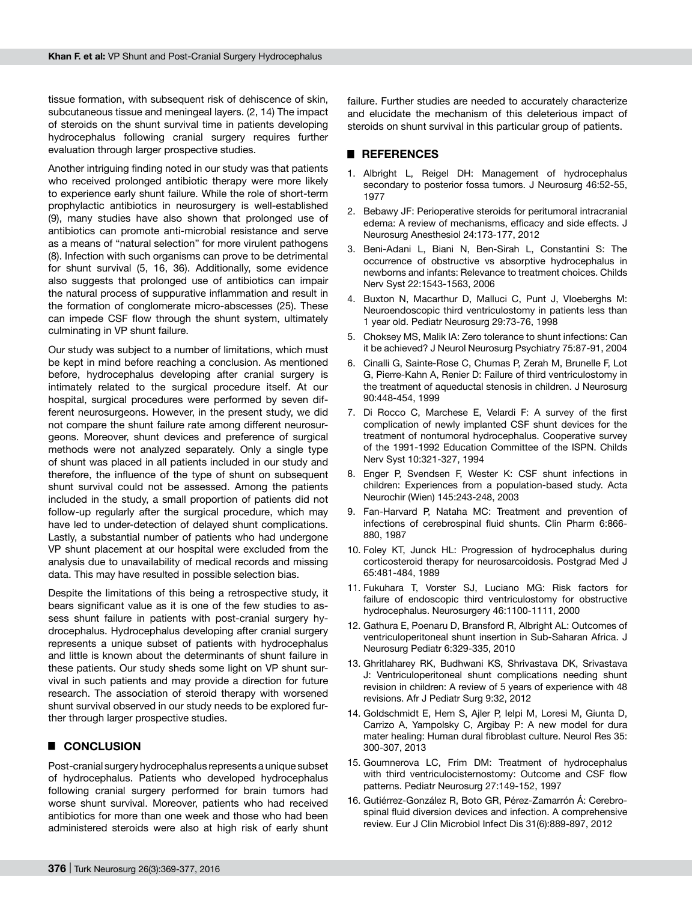tissue formation, with subsequent risk of dehiscence of skin, subcutaneous tissue and meningeal layers. (2, 14) The impact of steroids on the shunt survival time in patients developing hydrocephalus following cranial surgery requires further evaluation through larger prospective studies.

Another intriguing finding noted in our study was that patients who received prolonged antibiotic therapy were more likely to experience early shunt failure. While the role of short-term prophylactic antibiotics in neurosurgery is well-established (9), many studies have also shown that prolonged use of antibiotics can promote anti-microbial resistance and serve as a means of "natural selection" for more virulent pathogens (8). Infection with such organisms can prove to be detrimental for shunt survival (5, 16, 36). Additionally, some evidence also suggests that prolonged use of antibiotics can impair the natural process of suppurative inflammation and result in the formation of conglomerate micro-abscesses (25). These can impede CSF flow through the shunt system, ultimately culminating in VP shunt failure.

Our study was subject to a number of limitations, which must be kept in mind before reaching a conclusion. As mentioned before, hydrocephalus developing after cranial surgery is intimately related to the surgical procedure itself. At our hospital, surgical procedures were performed by seven different neurosurgeons. However, in the present study, we did not compare the shunt failure rate among different neurosurgeons. Moreover, shunt devices and preference of surgical methods were not analyzed separately. Only a single type of shunt was placed in all patients included in our study and therefore, the influence of the type of shunt on subsequent shunt survival could not be assessed. Among the patients included in the study, a small proportion of patients did not follow-up regularly after the surgical procedure, which may have led to under-detection of delayed shunt complications. Lastly, a substantial number of patients who had undergone VP shunt placement at our hospital were excluded from the analysis due to unavailability of medical records and missing data. This may have resulted in possible selection bias.

Despite the limitations of this being a retrospective study, it bears significant value as it is one of the few studies to assess shunt failure in patients with post-cranial surgery hydrocephalus. Hydrocephalus developing after cranial surgery represents a unique subset of patients with hydrocephalus and little is known about the determinants of shunt failure in these patients. Our study sheds some light on VP shunt survival in such patients and may provide a direction for future research. The association of steroid therapy with worsened shunt survival observed in our study needs to be explored further through larger prospective studies.

## CONCLUSION

Post-cranial surgery hydrocephalus represents a unique subset of hydrocephalus. Patients who developed hydrocephalus following cranial surgery performed for brain tumors had worse shunt survival. Moreover, patients who had received antibiotics for more than one week and those who had been administered steroids were also at high risk of early shunt failure. Further studies are needed to accurately characterize and elucidate the mechanism of this deleterious impact of steroids on shunt survival in this particular group of patients.

## REFERENCES

1. Albright L, Reigel DH: Management of hydrocephalus secondary to posterior fossa tumors. J Neurosurg 46:52-55, 1977
2. Bebawy JF: Perioperative steroids for peritumoral intracranial edema: A review of mechanisms, efficacy and side effects. J Neurosurg Anesthesiol 24:173-177, 2012
3. Beni-Adani L, Biani N, Ben-Sirah L, Constantini S: The occurrence of obstructive vs absorptive hydrocephalus in newborns and infants: Relevance to treatment choices. Childs Nerv Syst 22:1543-1563, 2006
4. Buxton N, Macarthur D, Malluci C, Punt J, Vloeberghs M: Neuroendoscopic third ventriculostomy in patients less than 1 year old. Pediatr Neurosurg 29:73-76, 1998
5. Choksey MS, Malik IA: Zero tolerance to shunt infections: Can it be achieved? J Neurol Neurosurg Psychiatry 75:87-91, 2004
6. Cinalli G, Sainte-Rose C, Chumas P, Zerah M, Brunelle F, Lot G, Pierre-Kahn A, Renier D: Failure of third ventriculostomy in the treatment of aqueductal stenosis in children. J Neurosurg 90:448-454, 1999
7. Di Rocco C, Marchese E, Velardi F: A survey of the first complication of newly implanted CSF shunt devices for the treatment of nontumoral hydrocephalus. Cooperative survey of the 1991-1992 Education Committee of the ISPN. Childs Nerv Syst 10:321-327, 1994
8. Enger P, Svendsen F, Wester K: CSF shunt infections in children: Experiences from a population-based study. Acta Neurochir (Wien) 145:243-248, 2003
9. Fan-Harvard P, Nataha MC: Treatment and prevention of infections of cerebrospinal fluid shunts. Clin Pharm 6:866-880, 1987
10. Foley KT, Junck HL: Progression of hydrocephalus during corticosteroid therapy for neurosarcoidosis. Postgrad Med J 65:481-484, 1989
11. Fukuhara T, Vorster SJ, Luciano MG: Risk factors for failure of endoscopic third ventriculostomy for obstructive hydrocephalus. Neurosurgery 46:1100-1111, 2000
12. Gathura E, Poenaru D, Bransford R, Albright AL: Outcomes of ventriculoperitoneal shunt insertion in Sub-Saharan Africa. J Neurosurg Pediatr 6:329-335, 2010
13. Ghritlaharey RK, Budhwani KS, Shrivastava DK, Srivastava J: Ventriculoperitoneal shunt complications needing shunt revision in children: A review of 5 years of experience with 48 revisions. Afr J Pediatr Surg 9:32, 2012
14. Goldschmidt E, Hem S, Ajler P, Ielpi M, Loresi M, Giunta D, Carrizo A, Yampolsky C, Argibay P: A new model for dura mater healing: Human dural fibroblast culture. Neurol Res 35: 300-307, 2013
15. Goumnerova LC, Frim DM: Treatment of hydrocephalus with third ventriculocisternostomy: Outcome and CSF flow patterns. Pediatr Neurosurg 27:149-152, 1997
16. Gutiérrez-González R, Boto GR, Pérez-Zamarrón Á: Cerebrospinal fluid diversion devices and infection. A comprehensive review. Eur J Clin Microbiol Infect Dis 31(6):889-897, 2012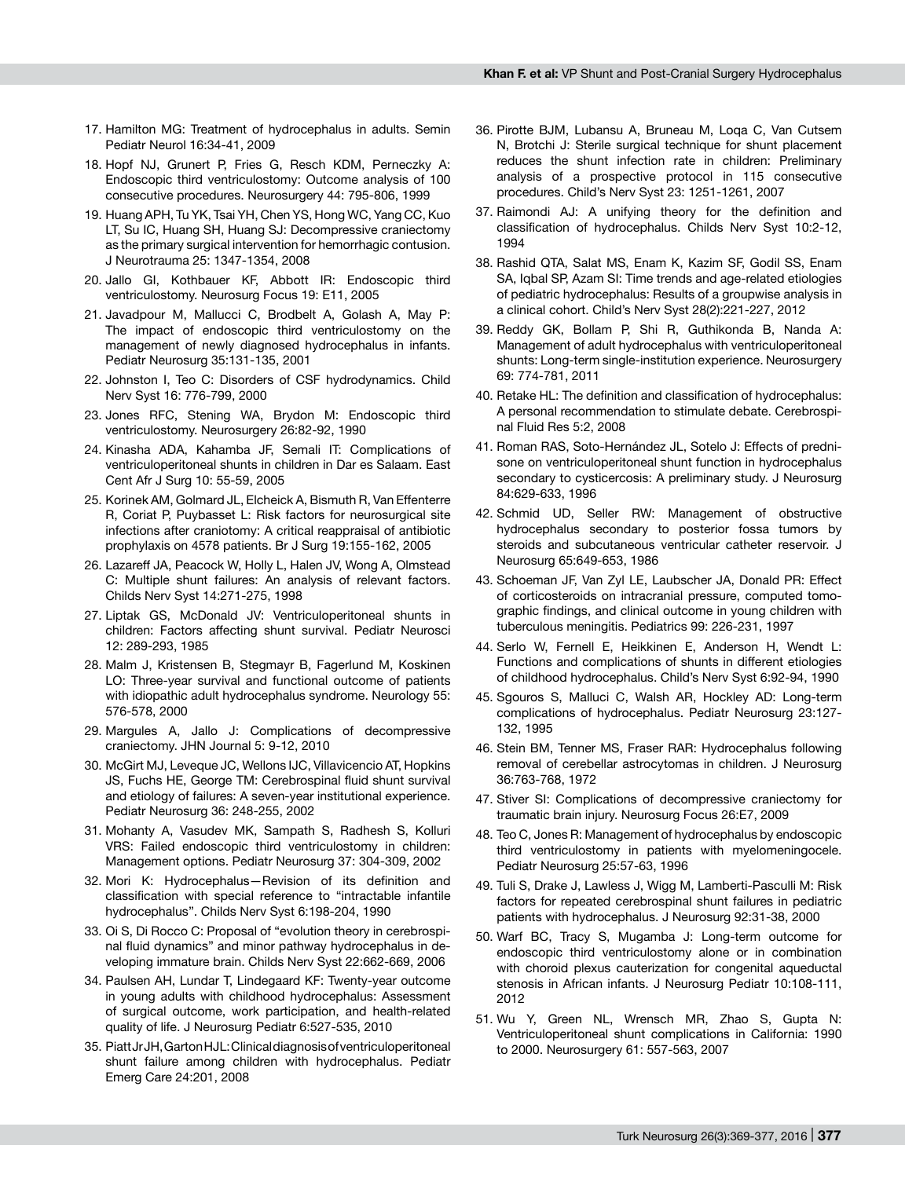17. Hamilton MG: Treatment of hydrocephalus in adults. Semin Pediatr Neurol 16:34-41, 2009
18. Hopf NJ, Grunert P, Fries G, Resch KDM, Perneczky A: Endoscopic third ventriculostomy: Outcome analysis of 100 consecutive procedures. Neurosurgery 44: 795-806, 1999
19. Huang APH, Tu YK, Tsai YH, Chen YS, Hong WC, Yang CC, Kuo LT, Su IC, Huang SH, Huang SJ: Decompressive craniectomy as the primary surgical intervention for hemorrhagic contusion. J Neurotrauma 25: 1347-1354, 2008
20. Jallo GI, Kothbauer KF, Abbott IR: Endoscopic third ventriculostomy. Neurosurg Focus 19: E11, 2005
21. Javadpour M, Mallucci C, Brodbelt A, Golash A, May P: The impact of endoscopic third ventriculostomy on the management of newly diagnosed hydrocephalus in infants. Pediatr Neurosurg 35:131-135, 2001
22. Johnston I, Teo C: Disorders of CSF hydrodynamics. Child Nerv Syst 16: 776-799, 2000
23. Jones RFC, Stening WA, Brydon M: Endoscopic third ventriculostomy. Neurosurgery 26:82-92, 1990
24. Kinasha ADA, Kahamba JF, Semali IT: Complications of ventriculoperitoneal shunts in children in Dar es Salaam. East Cent Afr J Surg 10: 55-59, 2005
25. Korinek AM, Golmard JL, Elcheick A, Bismuth R, Van Effenterre R, Coriat P, Puybasset L: Risk factors for neurosurgical site infections after craniotomy: A critical reappraisal of antibiotic prophylaxis on 4578 patients. Br J Surg 19:155-162, 2005
26. Lazareff JA, Peacock W, Holly L, Halen JV, Wong A, Olmstead C: Multiple shunt failures: An analysis of relevant factors. Childs Nerv Syst 14:271-275, 1998
27. Liptak GS, McDonald JV: Ventriculoperitoneal shunts in children: Factors affecting shunt survival. Pediatr Neurosci 12: 289-293, 1985
28. Malm J, Kristensen B, Stegmayr B, Fagerlund M, Koskinen LO: Three-year survival and functional outcome of patients with idiopathic adult hydrocephalus syndrome. Neurology 55: 576-578, 2000
29. Margules A, Jallo J: Complications of decompressive craniectomy. JHN Journal 5: 9-12, 2010
30. McGirt MJ, Leveque JC, Wellons IJC, Villavicencio AT, Hopkins JS, Fuchs HE, George TM: Cerebrospinal fluid shunt survival and etiology of failures: A seven-year institutional experience. Pediatr Neurosurg 36: 248-255, 2002
31. Mohanty A, Vasudev MK, Sampath S, Radhesh S, Kolluri VRS: Failed endoscopic third ventriculostomy in children: Management options. Pediatr Neurosurg 37: 304-309, 2002
32. Mori K: Hydrocephalus—Revision of its definition and classification with special reference to "intractable infantile hydrocephalus". Childs Nerv Syst 6:198-204, 1990
33. Oi S, Di Rocco C: Proposal of "evolution theory in cerebrospinal fluid dynamics" and minor pathway hydrocephalus in developing immature brain. Childs Nerv Syst 22:662-669, 2006
34. Paulsen AH, Lundar T, Lindegaard KF: Twenty-year outcome in young adults with childhood hydrocephalus: Assessment of surgical outcome, work participation, and health-related quality of life. J Neurosurg Pediatr 6:527-535, 2010
35. Piatt Jr JH, Garton HJL: Clinical diagnosis of ventriculoperitoneal shunt failure among children with hydrocephalus. Pediatr Emerg Care 24:201, 2008
36. Pirotte BJM, Lubansu A, Bruneau M, Loqa C, Van Cutsem N, Brotchi J: Sterile surgical technique for shunt placement reduces the shunt infection rate in children: Preliminary analysis of a prospective protocol in 115 consecutive procedures. Child's Nerv Syst 23: 1251-1261, 2007
37. Raimondi AJ: A unifying theory for the definition and classification of hydrocephalus. Childs Nerv Syst 10:2-12, 1994
38. Rashid QTA, Salat MS, Enam K, Kazim SF, Godil SS, Enam SA, Iqbal SP, Azam SI: Time trends and age-related etiologies of pediatric hydrocephalus: Results of a groupwise analysis in a clinical cohort. Child's Nerv Syst 28(2):221-227, 2012
39. Reddy GK, Bollam P, Shi R, Guthikonda B, Nanda A: Management of adult hydrocephalus with ventriculoperitoneal shunts: Long-term single-institution experience. Neurosurgery 69: 774-781, 2011
40. Retake HL: The definition and classification of hydrocephalus: A personal recommendation to stimulate debate. Cerebrospinal Fluid Res 5:2, 2008
41. Roman RAS, Soto-Hernández JL, Sotelo J: Effects of prednisone on ventriculoperitoneal shunt function in hydrocephalus secondary to cysticercosis: A preliminary study. J Neurosurg 84:629-633, 1996
42. Schmid UD, Seller RW: Management of obstructive hydrocephalus secondary to posterior fossa tumors by steroids and subcutaneous ventricular catheter reservoir. J Neurosurg 65:649-653, 1986
43. Schoeman JF, Van Zyl LE, Laubscher JA, Donald PR: Effect of corticosteroids on intracranial pressure, computed tomographic findings, and clinical outcome in young children with tuberculous meningitis. Pediatrics 99: 226-231, 1997
44. Serlo W, Fernell E, Heikkinen E, Anderson H, Wendt L: Functions and complications of shunts in different etiologies of childhood hydrocephalus. Child's Nerv Syst 6:92-94, 1990
45. Sgouros S, Malluci C, Walsh AR, Hockley AD: Long-term complications of hydrocephalus. Pediatr Neurosurg 23:127-132, 1995
46. Stein BM, Tenner MS, Fraser RAR: Hydrocephalus following removal of cerebellar astrocytomas in children. J Neurosurg 36:763-768, 1972
47. Stiver SI: Complications of decompressive craniectomy for traumatic brain injury. Neurosurg Focus 26:E7, 2009
48. Teo C, Jones R: Management of hydrocephalus by endoscopic third ventriculostomy in patients with myelomeningocele. Pediatr Neurosurg 25:57-63, 1996
49. Tuli S, Drake J, Lawless J, Wigg M, Lamberti-Pasculli M: Risk factors for repeated cerebrospinal shunt failures in pediatric patients with hydrocephalus. J Neurosurg 92:31-38, 2000
50. Warf BC, Tracy S, Mugamba J: Long-term outcome for endoscopic third ventriculostomy alone or in combination with choroid plexus cauterization for congenital aqueductal stenosis in African infants. J Neurosurg Pediatr 10:108-111, 2012
51. Wu Y, Green NL, Wrensch MR, Zhao S, Gupta N: Ventriculoperitoneal shunt complications in California: 1990 to 2000. Neurosurgery 61: 557-563, 2007